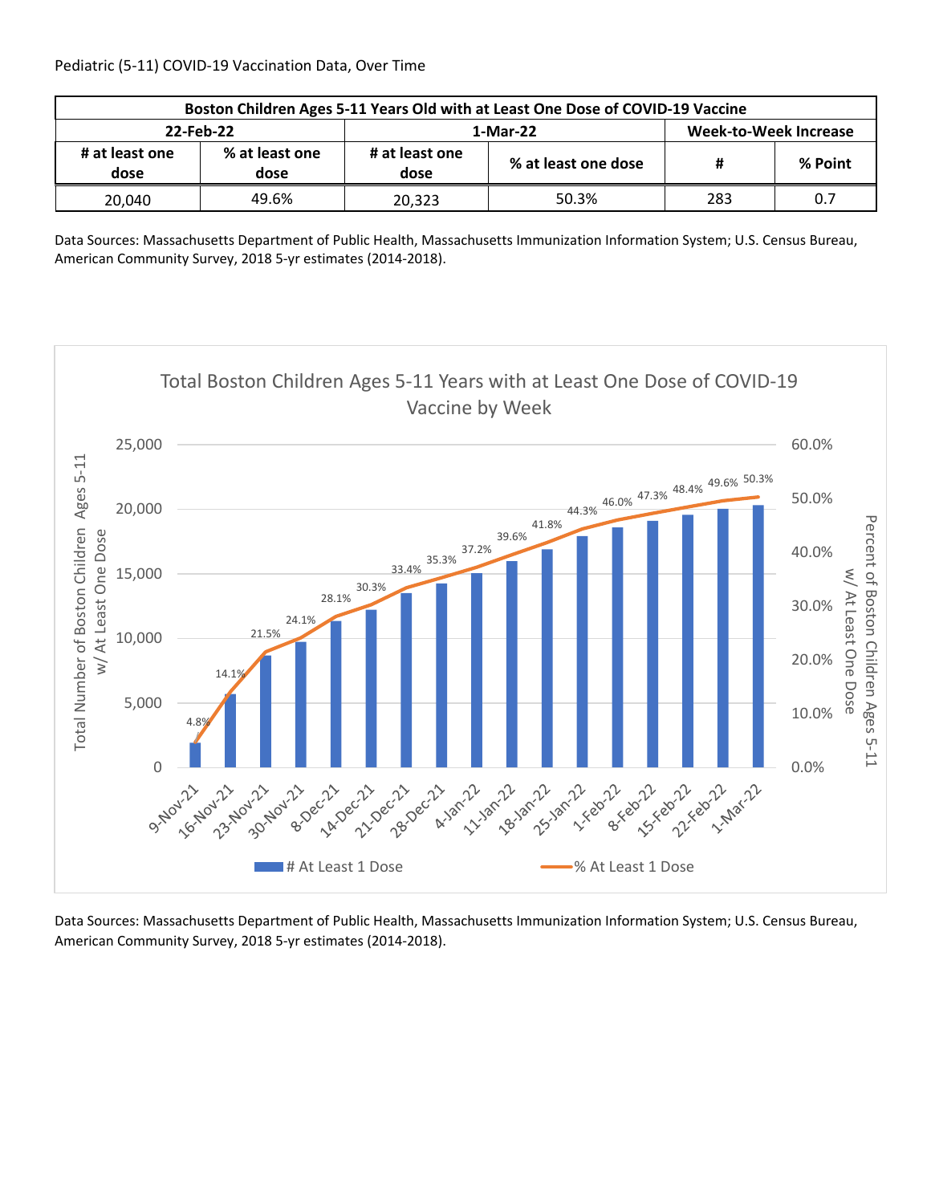Pediatric (5-11) COVID-19 Vaccination Data, Over Time

| Boston Children Ages 5-11 Years Old with at Least One Dose of COVID-19 Vaccine | | | | | |
|---|---|---|---|---|---|
| 22-Feb-22 | | 1-Mar-22 | | Week-to-Week Increase | |
| # at least one dose | % at least one dose | # at least one dose | % at least one dose | # | % Point |
| 20,040 | 49.6% | 20,323 | 50.3% | 283 | 0.7 |

Data Sources: Massachusetts Department of Public Health, Massachusetts Immunization Information System; U.S. Census Bureau, American Community Survey, 2018 5-yr estimates (2014-2018).

**Total Boston Children Ages 5-11 Years with at Least One Dose of COVID-19 Vaccine by Week**

| Week | % At Least 1 Dose |
|---|---|
| 9-Nov-21 | 4.8% |
| 16-Nov-21 | 14.1% |
| 23-Nov-21 | 21.5% |
| 30-Nov-21 | 24.1% |
| 8-Dec-21 | 28.1% |
| 14-Dec-21 | 30.3% |
| 21-Dec-21 | 33.4% |
| 28-Dec-21 | 35.3% |
| 4-Jan-22 | 37.2% |
| 11-Jan-22 | 39.6% |
| 18-Jan-22 | 41.8% |
| 25-Jan-22 | 44.3% |
| 1-Feb-22 | 46.0% |
| 8-Feb-22 | 47.3% |
| 15-Feb-22 | 48.4% |
| 22-Feb-22 | 49.6% |
| 1-Mar-22 | 50.3% |

Left axis: Total Number of Boston Children Ages 5-11 w/ At Least One Dose (0 – 25,000). Right axis: Percent of Boston Children Ages 5-11 w/ At Least One Dose (0.0% – 60.0%).

Legend: # At Least 1 Dose; % At Least 1 Dose

Data Sources: Massachusetts Department of Public Health, Massachusetts Immunization Information System; U.S. Census Bureau, American Community Survey, 2018 5-yr estimates (2014-2018).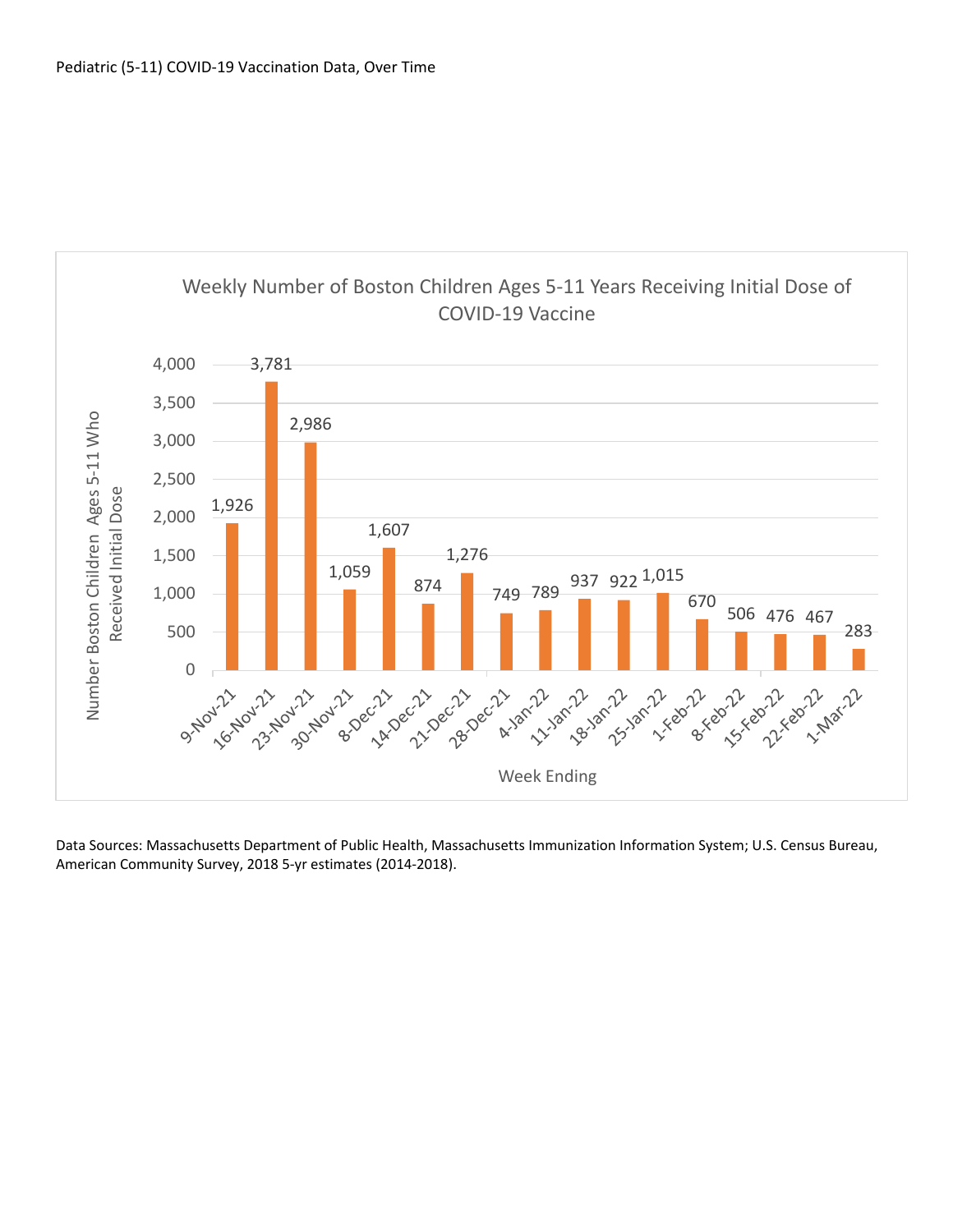Pediatric (5-11) COVID-19 Vaccination Data, Over Time

**Weekly Number of Boston Children Ages 5-11 Years Receiving Initial Dose of COVID-19 Vaccine**

| Week Ending | Number Boston Children Ages 5-11 Who Received Initial Dose |
|---|---|
| 9-Nov-21 | 1,926 |
| 16-Nov-21 | 3,781 |
| 23-Nov-21 | 2,986 |
| 30-Nov-21 | 1,059 |
| 8-Dec-21 | 1,607 |
| 14-Dec-21 | 874 |
| 21-Dec-21 | 1,276 |
| 28-Dec-21 | 749 |
| 4-Jan-22 | 789 |
| 11-Jan-22 | 937 |
| 18-Jan-22 | 922 |
| 25-Jan-22 | 1,015 |
| 1-Feb-22 | 670 |
| 8-Feb-22 | 506 |
| 15-Feb-22 | 476 |
| 22-Feb-22 | 467 |
| 1-Mar-22 | 283 |

Data Sources: Massachusetts Department of Public Health, Massachusetts Immunization Information System; U.S. Census Bureau, American Community Survey, 2018 5-yr estimates (2014-2018).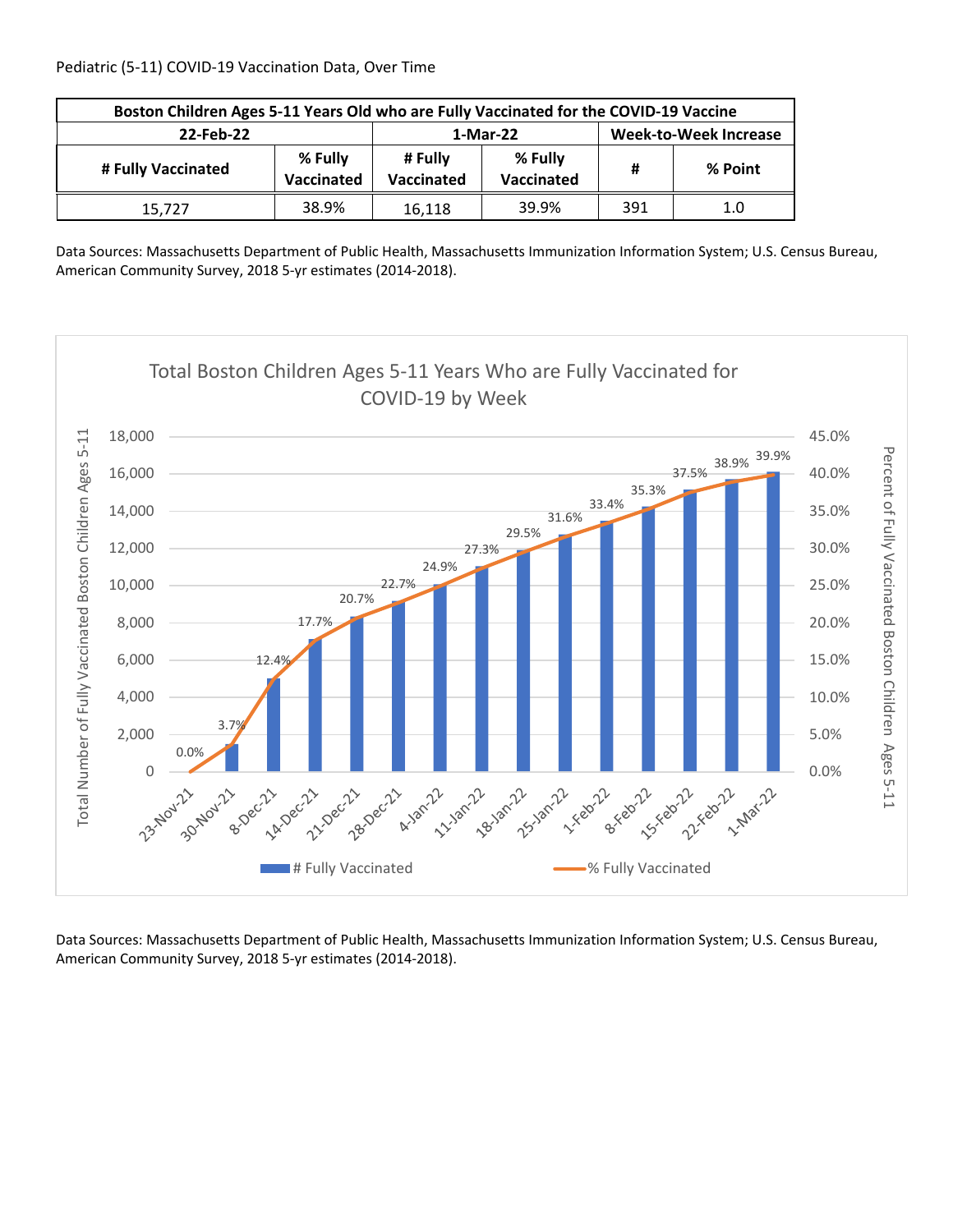Pediatric (5-11) COVID-19 Vaccination Data, Over Time

| Boston Children Ages 5-11 Years Old who are Fully Vaccinated for the COVID-19 Vaccine | | | | | |
|---|---|---|---|---|---|
| 22-Feb-22 | | 1-Mar-22 | | Week-to-Week Increase | |
| # Fully Vaccinated | % Fully Vaccinated | # Fully Vaccinated | % Fully Vaccinated | # | % Point |
| 15,727 | 38.9% | 16,118 | 39.9% | 391 | 1.0 |

Data Sources: Massachusetts Department of Public Health, Massachusetts Immunization Information System; U.S. Census Bureau, American Community Survey, 2018 5-yr estimates (2014-2018).

Total Boston Children Ages 5-11 Years Who are Fully Vaccinated for COVID-19 by Week

| Week | % Fully Vaccinated |
|---|---|
| 23-Nov-21 | 0.0% |
| 30-Nov-21 | 3.7% |
| 8-Dec-21 | 12.4% |
| 14-Dec-21 | 17.7% |
| 21-Dec-21 | 20.7% |
| 28-Dec-21 | 22.7% |
| 4-Jan-22 | 24.9% |
| 11-Jan-22 | 27.3% |
| 18-Jan-22 | 29.5% |
| 25-Jan-22 | 31.6% |
| 1-Feb-22 | 33.4% |
| 8-Feb-22 | 35.3% |
| 15-Feb-22 | 37.5% |
| 22-Feb-22 | 38.9% |
| 1-Mar-22 | 39.9% |

Data Sources: Massachusetts Department of Public Health, Massachusetts Immunization Information System; U.S. Census Bureau, American Community Survey, 2018 5-yr estimates (2014-2018).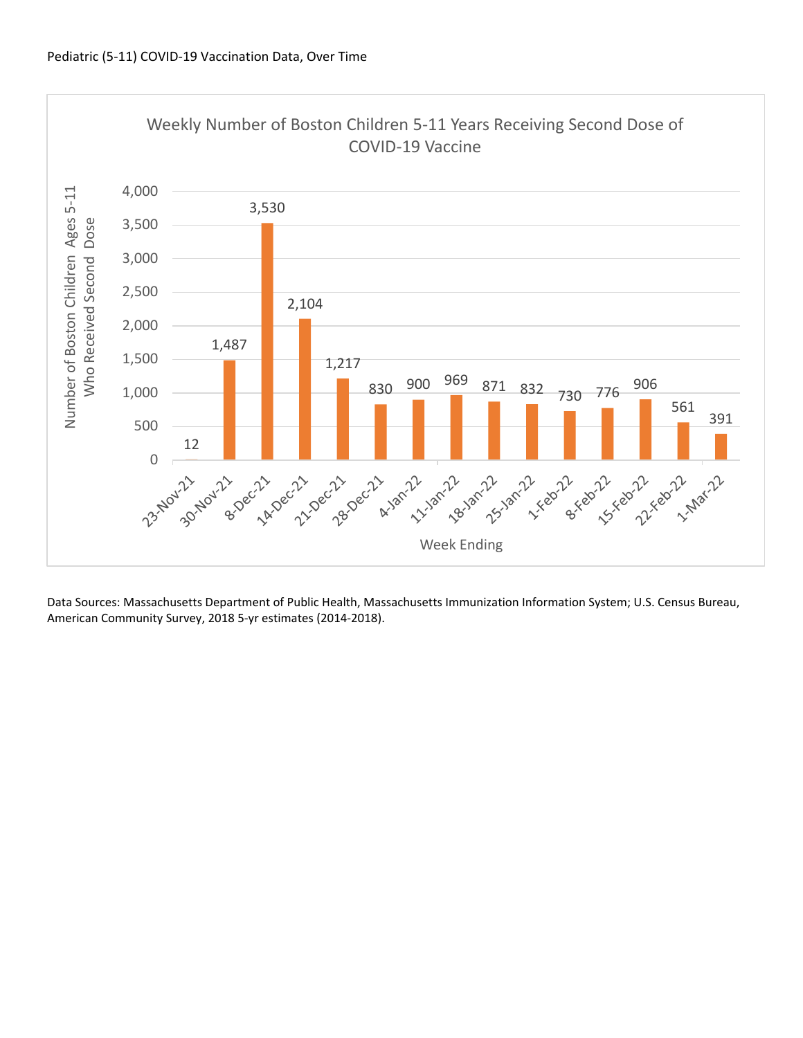Pediatric (5-11) COVID-19 Vaccination Data, Over Time

**Weekly Number of Boston Children 5-11 Years Receiving Second Dose of COVID-19 Vaccine**

| Week Ending | Number of Boston Children Ages 5-11 Who Received Second Dose |
|---|---|
| 23-Nov-21 | 12 |
| 30-Nov-21 | 1,487 |
| 8-Dec-21 | 3,530 |
| 14-Dec-21 | 2,104 |
| 21-Dec-21 | 1,217 |
| 28-Dec-21 | 830 |
| 4-Jan-22 | 900 |
| 11-Jan-22 | 969 |
| 18-Jan-22 | 871 |
| 25-Jan-22 | 832 |
| 1-Feb-22 | 730 |
| 8-Feb-22 | 776 |
| 15-Feb-22 | 906 |
| 22-Feb-22 | 561 |
| 1-Mar-22 | 391 |

Data Sources: Massachusetts Department of Public Health, Massachusetts Immunization Information System; U.S. Census Bureau, American Community Survey, 2018 5-yr estimates (2014-2018).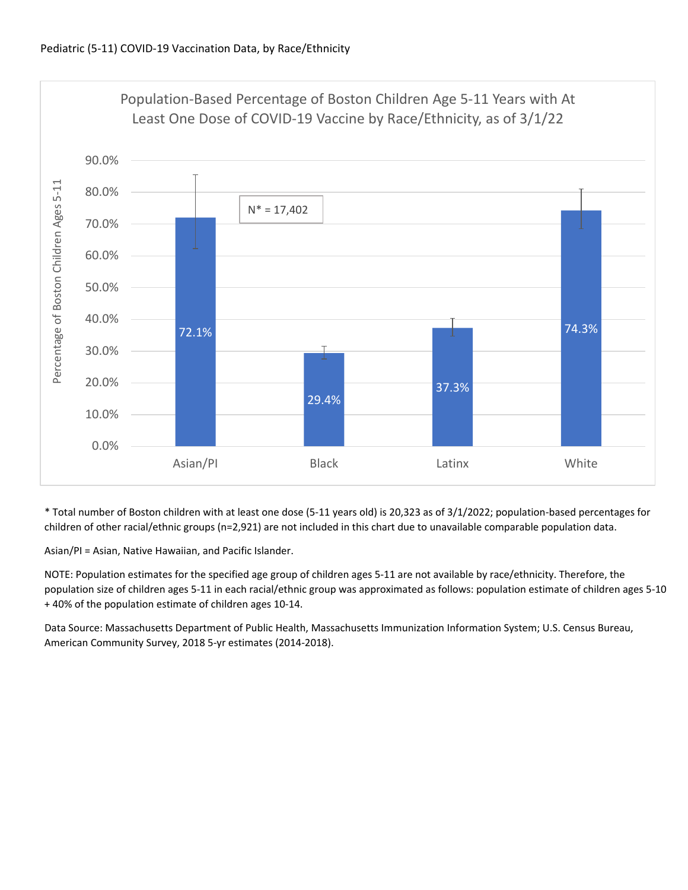Pediatric (5-11) COVID-19 Vaccination Data, by Race/Ethnicity

Population-Based Percentage of Boston Children Age 5-11 Years with At Least One Dose of COVID-19 Vaccine by Race/Ethnicity, as of 3/1/22

N* = 17,402

| Race/Ethnicity | Percentage of Boston Children Ages 5-11 |
|---|---|
| Asian/PI | 72.1% |
| Black | 29.4% |
| Latinx | 37.3% |
| White | 74.3% |

\* Total number of Boston children with at least one dose (5-11 years old) is 20,323 as of 3/1/2022; population-based percentages for children of other racial/ethnic groups (n=2,921) are not included in this chart due to unavailable comparable population data.

Asian/PI = Asian, Native Hawaiian, and Pacific Islander.

NOTE: Population estimates for the specified age group of children ages 5-11 are not available by race/ethnicity. Therefore, the population size of children ages 5-11 in each racial/ethnic group was approximated as follows: population estimate of children ages 5-10 + 40% of the population estimate of children ages 10-14.

Data Source: Massachusetts Department of Public Health, Massachusetts Immunization Information System; U.S. Census Bureau, American Community Survey, 2018 5-yr estimates (2014-2018).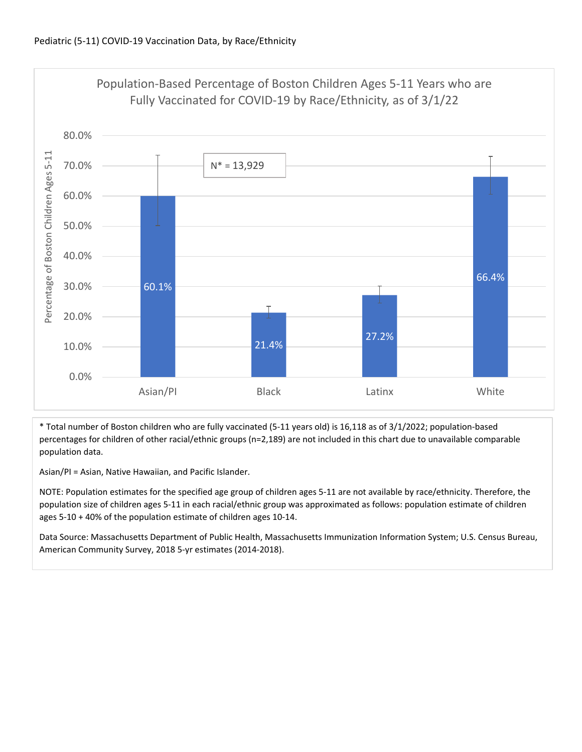Pediatric (5-11) COVID-19 Vaccination Data, by Race/Ethnicity

Population-Based Percentage of Boston Children Ages 5-11 Years who are Fully Vaccinated for COVID-19 by Race/Ethnicity, as of 3/1/22

N* = 13,929

| Race/Ethnicity | Percentage of Boston Children Ages 5-11 |
|---|---|
| Asian/PI | 60.1% |
| Black | 21.4% |
| Latinx | 27.2% |
| White | 66.4% |

* Total number of Boston children who are fully vaccinated (5-11 years old) is 16,118 as of 3/1/2022; population-based percentages for children of other racial/ethnic groups (n=2,189) are not included in this chart due to unavailable comparable population data.

Asian/PI = Asian, Native Hawaiian, and Pacific Islander.

NOTE: Population estimates for the specified age group of children ages 5-11 are not available by race/ethnicity. Therefore, the population size of children ages 5-11 in each racial/ethnic group was approximated as follows: population estimate of children ages 5-10 + 40% of the population estimate of children ages 10-14.

Data Source: Massachusetts Department of Public Health, Massachusetts Immunization Information System; U.S. Census Bureau, American Community Survey, 2018 5-yr estimates (2014-2018).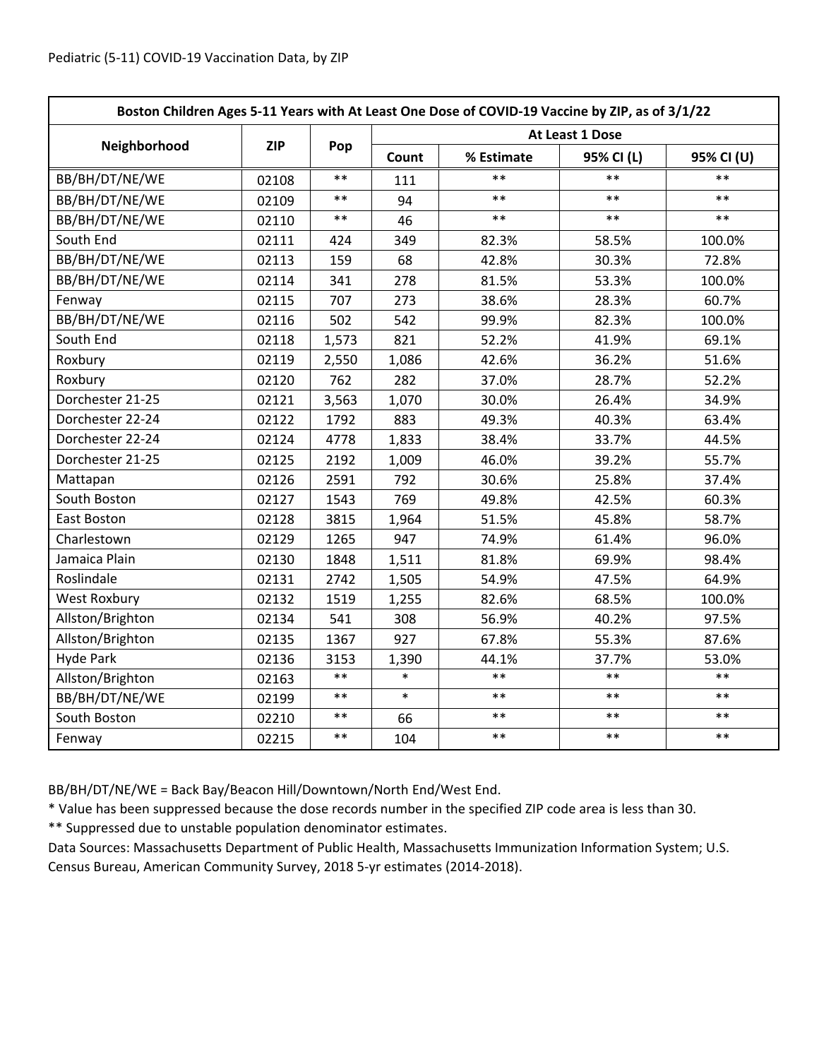Pediatric (5-11) COVID-19 Vaccination Data, by ZIP

| Boston Children Ages 5-11 Years with At Least One Dose of COVID-19 Vaccine by ZIP, as of 3/1/22 | | | | | | |
|---|---|---|---|---|---|---|
| Neighborhood | ZIP | Pop | At Least 1 Dose | | | |
| | | | Count | % Estimate | 95% CI (L) | 95% CI (U) |
| BB/BH/DT/NE/WE | 02108 | ** | 111 | ** | ** | ** |
| BB/BH/DT/NE/WE | 02109 | ** | 94 | ** | ** | ** |
| BB/BH/DT/NE/WE | 02110 | ** | 46 | ** | ** | ** |
| South End | 02111 | 424 | 349 | 82.3% | 58.5% | 100.0% |
| BB/BH/DT/NE/WE | 02113 | 159 | 68 | 42.8% | 30.3% | 72.8% |
| BB/BH/DT/NE/WE | 02114 | 341 | 278 | 81.5% | 53.3% | 100.0% |
| Fenway | 02115 | 707 | 273 | 38.6% | 28.3% | 60.7% |
| BB/BH/DT/NE/WE | 02116 | 502 | 542 | 99.9% | 82.3% | 100.0% |
| South End | 02118 | 1,573 | 821 | 52.2% | 41.9% | 69.1% |
| Roxbury | 02119 | 2,550 | 1,086 | 42.6% | 36.2% | 51.6% |
| Roxbury | 02120 | 762 | 282 | 37.0% | 28.7% | 52.2% |
| Dorchester 21-25 | 02121 | 3,563 | 1,070 | 30.0% | 26.4% | 34.9% |
| Dorchester 22-24 | 02122 | 1792 | 883 | 49.3% | 40.3% | 63.4% |
| Dorchester 22-24 | 02124 | 4778 | 1,833 | 38.4% | 33.7% | 44.5% |
| Dorchester 21-25 | 02125 | 2192 | 1,009 | 46.0% | 39.2% | 55.7% |
| Mattapan | 02126 | 2591 | 792 | 30.6% | 25.8% | 37.4% |
| South Boston | 02127 | 1543 | 769 | 49.8% | 42.5% | 60.3% |
| East Boston | 02128 | 3815 | 1,964 | 51.5% | 45.8% | 58.7% |
| Charlestown | 02129 | 1265 | 947 | 74.9% | 61.4% | 96.0% |
| Jamaica Plain | 02130 | 1848 | 1,511 | 81.8% | 69.9% | 98.4% |
| Roslindale | 02131 | 2742 | 1,505 | 54.9% | 47.5% | 64.9% |
| West Roxbury | 02132 | 1519 | 1,255 | 82.6% | 68.5% | 100.0% |
| Allston/Brighton | 02134 | 541 | 308 | 56.9% | 40.2% | 97.5% |
| Allston/Brighton | 02135 | 1367 | 927 | 67.8% | 55.3% | 87.6% |
| Hyde Park | 02136 | 3153 | 1,390 | 44.1% | 37.7% | 53.0% |
| Allston/Brighton | 02163 | ** | * | ** | ** | ** |
| BB/BH/DT/NE/WE | 02199 | ** | * | ** | ** | ** |
| South Boston | 02210 | ** | 66 | ** | ** | ** |
| Fenway | 02215 | ** | 104 | ** | ** | ** |

BB/BH/DT/NE/WE = Back Bay/Beacon Hill/Downtown/North End/West End.

* Value has been suppressed because the dose records number in the specified ZIP code area is less than 30.

** Suppressed due to unstable population denominator estimates.

Data Sources: Massachusetts Department of Public Health, Massachusetts Immunization Information System; U.S. Census Bureau, American Community Survey, 2018 5-yr estimates (2014-2018).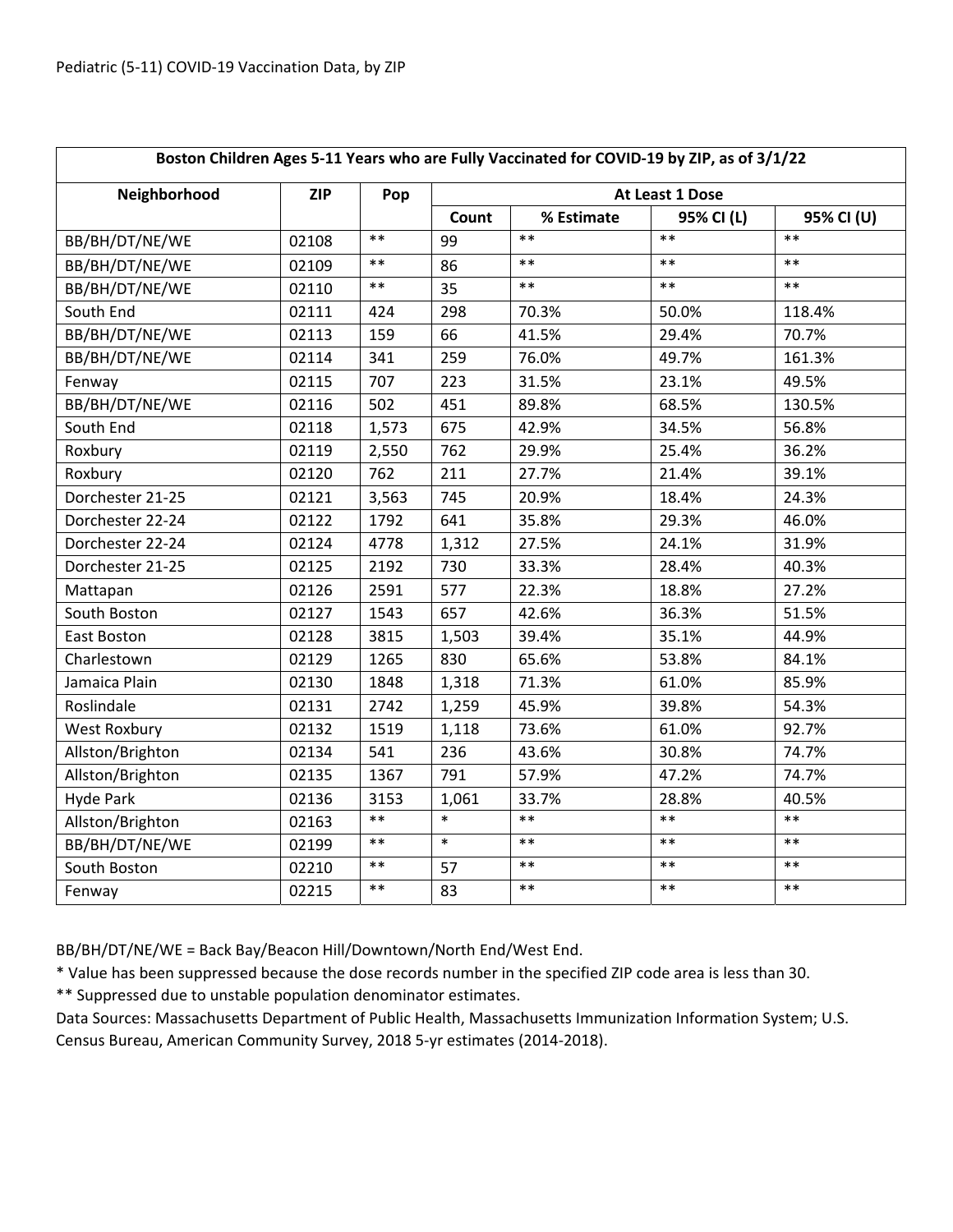Pediatric (5-11) COVID-19 Vaccination Data, by ZIP

| Boston Children Ages 5-11 Years who are Fully Vaccinated for COVID-19 by ZIP, as of 3/1/22 | | | | | | |
|---|---|---|---|---|---|---|
| Neighborhood | ZIP | Pop | At Least 1 Dose | | | |
| | | | Count | % Estimate | 95% CI (L) | 95% CI (U) |
| BB/BH/DT/NE/WE | 02108 | ** | 99 | ** | ** | ** |
| BB/BH/DT/NE/WE | 02109 | ** | 86 | ** | ** | ** |
| BB/BH/DT/NE/WE | 02110 | ** | 35 | ** | ** | ** |
| South End | 02111 | 424 | 298 | 70.3% | 50.0% | 118.4% |
| BB/BH/DT/NE/WE | 02113 | 159 | 66 | 41.5% | 29.4% | 70.7% |
| BB/BH/DT/NE/WE | 02114 | 341 | 259 | 76.0% | 49.7% | 161.3% |
| Fenway | 02115 | 707 | 223 | 31.5% | 23.1% | 49.5% |
| BB/BH/DT/NE/WE | 02116 | 502 | 451 | 89.8% | 68.5% | 130.5% |
| South End | 02118 | 1,573 | 675 | 42.9% | 34.5% | 56.8% |
| Roxbury | 02119 | 2,550 | 762 | 29.9% | 25.4% | 36.2% |
| Roxbury | 02120 | 762 | 211 | 27.7% | 21.4% | 39.1% |
| Dorchester 21-25 | 02121 | 3,563 | 745 | 20.9% | 18.4% | 24.3% |
| Dorchester 22-24 | 02122 | 1792 | 641 | 35.8% | 29.3% | 46.0% |
| Dorchester 22-24 | 02124 | 4778 | 1,312 | 27.5% | 24.1% | 31.9% |
| Dorchester 21-25 | 02125 | 2192 | 730 | 33.3% | 28.4% | 40.3% |
| Mattapan | 02126 | 2591 | 577 | 22.3% | 18.8% | 27.2% |
| South Boston | 02127 | 1543 | 657 | 42.6% | 36.3% | 51.5% |
| East Boston | 02128 | 3815 | 1,503 | 39.4% | 35.1% | 44.9% |
| Charlestown | 02129 | 1265 | 830 | 65.6% | 53.8% | 84.1% |
| Jamaica Plain | 02130 | 1848 | 1,318 | 71.3% | 61.0% | 85.9% |
| Roslindale | 02131 | 2742 | 1,259 | 45.9% | 39.8% | 54.3% |
| West Roxbury | 02132 | 1519 | 1,118 | 73.6% | 61.0% | 92.7% |
| Allston/Brighton | 02134 | 541 | 236 | 43.6% | 30.8% | 74.7% |
| Allston/Brighton | 02135 | 1367 | 791 | 57.9% | 47.2% | 74.7% |
| Hyde Park | 02136 | 3153 | 1,061 | 33.7% | 28.8% | 40.5% |
| Allston/Brighton | 02163 | ** | * | ** | ** | ** |
| BB/BH/DT/NE/WE | 02199 | ** | * | ** | ** | ** |
| South Boston | 02210 | ** | 57 | ** | ** | ** |
| Fenway | 02215 | ** | 83 | ** | ** | ** |

BB/BH/DT/NE/WE = Back Bay/Beacon Hill/Downtown/North End/West End.

* Value has been suppressed because the dose records number in the specified ZIP code area is less than 30.

** Suppressed due to unstable population denominator estimates.

Data Sources: Massachusetts Department of Public Health, Massachusetts Immunization Information System; U.S. Census Bureau, American Community Survey, 2018 5-yr estimates (2014-2018).